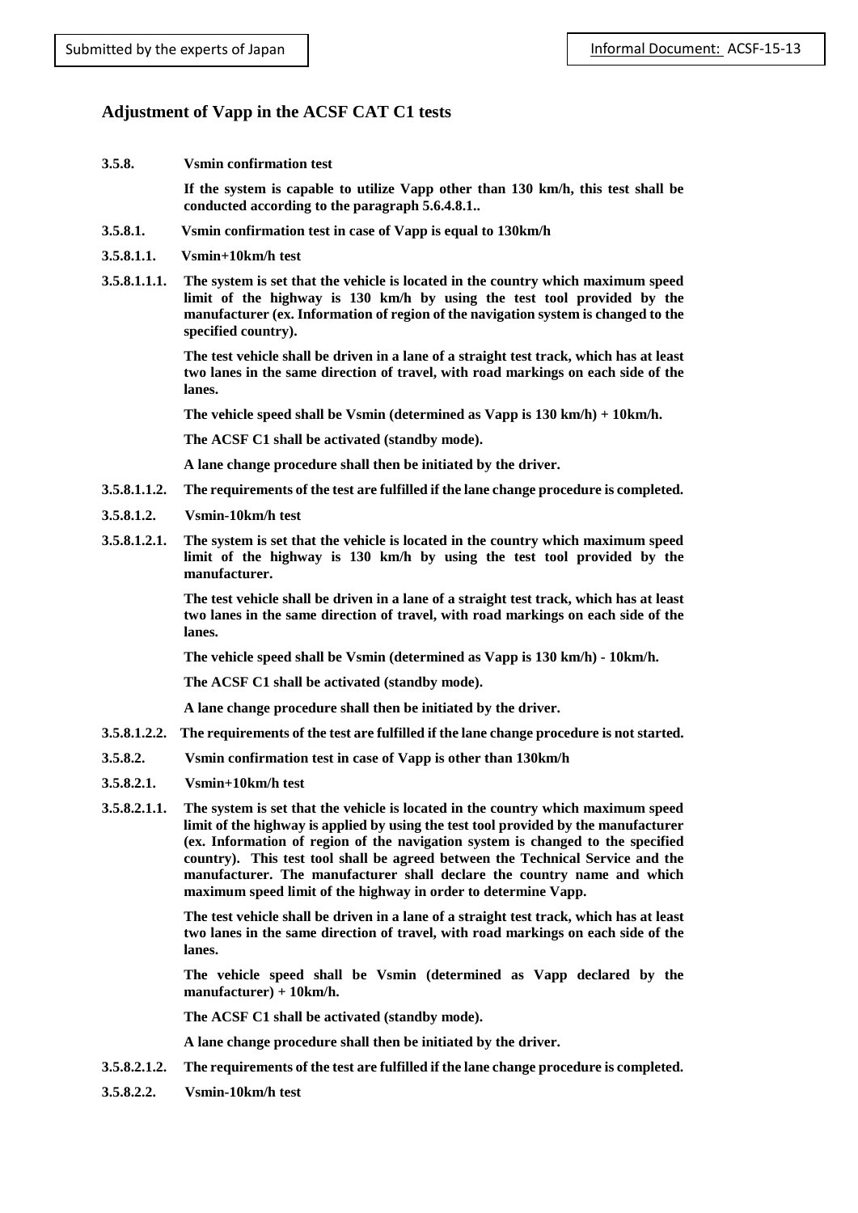Submitted by the experts of Japan

Informal Document: ACSF-15-13

## Adjustment of Vapp in the ACSF CAT C1 tests

**3.5.8. Vsmin confirmation test**

**If the system is capable to utilize Vapp other than 130 km/h, this test shall be conducted according to the paragraph 5.6.4.8.1..**

**3.5.8.1. Vsmin confirmation test in case of Vapp is equal to 130km/h**

**3.5.8.1.1. Vsmin+10km/h test**

**3.5.8.1.1.1. The system is set that the vehicle is located in the country which maximum speed limit of the highway is 130 km/h by using the test tool provided by the manufacturer (ex. Information of region of the navigation system is changed to the specified country).**

**The test vehicle shall be driven in a lane of a straight test track, which has at least two lanes in the same direction of travel, with road markings on each side of the lanes.**

**The vehicle speed shall be Vsmin (determined as Vapp is 130 km/h) + 10km/h.**

**The ACSF C1 shall be activated (standby mode).**

**A lane change procedure shall then be initiated by the driver.**

**3.5.8.1.1.2. The requirements of the test are fulfilled if the lane change procedure is completed.**

**3.5.8.1.2. Vsmin-10km/h test**

**3.5.8.1.2.1. The system is set that the vehicle is located in the country which maximum speed limit of the highway is 130 km/h by using the test tool provided by the manufacturer.**

**The test vehicle shall be driven in a lane of a straight test track, which has at least two lanes in the same direction of travel, with road markings on each side of the lanes.**

**The vehicle speed shall be Vsmin (determined as Vapp is 130 km/h) - 10km/h.**

**The ACSF C1 shall be activated (standby mode).**

**A lane change procedure shall then be initiated by the driver.**

**3.5.8.1.2.2. The requirements of the test are fulfilled if the lane change procedure is not started.**

**3.5.8.2. Vsmin confirmation test in case of Vapp is other than 130km/h**

**3.5.8.2.1. Vsmin+10km/h test**

**3.5.8.2.1.1. The system is set that the vehicle is located in the country which maximum speed limit of the highway is applied by using the test tool provided by the manufacturer (ex. Information of region of the navigation system is changed to the specified country). This test tool shall be agreed between the Technical Service and the manufacturer. The manufacturer shall declare the country name and which maximum speed limit of the highway in order to determine Vapp.**

**The test vehicle shall be driven in a lane of a straight test track, which has at least two lanes in the same direction of travel, with road markings on each side of the lanes.**

**The vehicle speed shall be Vsmin (determined as Vapp declared by the manufacturer) + 10km/h.**

**The ACSF C1 shall be activated (standby mode).**

**A lane change procedure shall then be initiated by the driver.**

**3.5.8.2.1.2. The requirements of the test are fulfilled if the lane change procedure is completed.**

**3.5.8.2.2. Vsmin-10km/h test**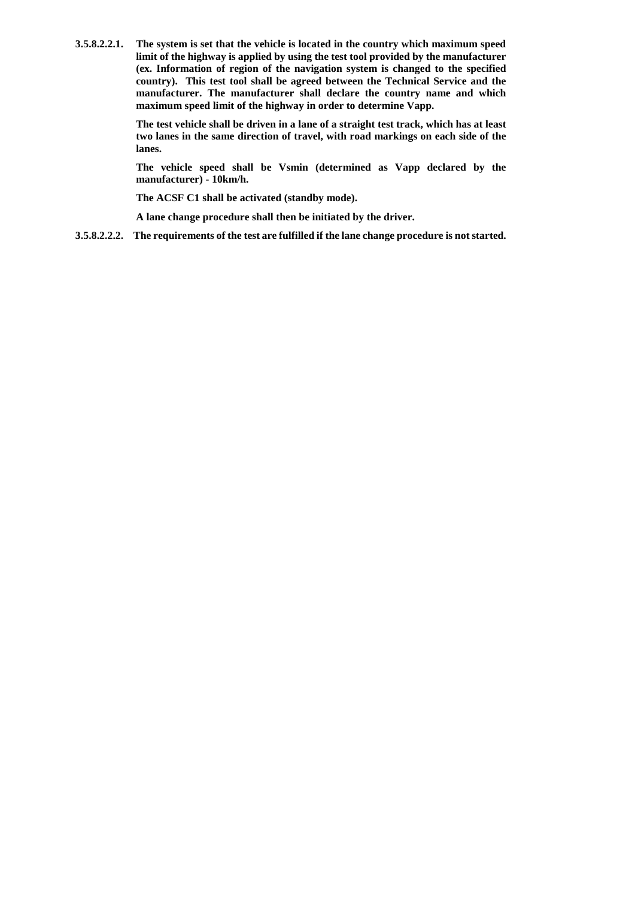**3.5.8.2.2.1. The system is set that the vehicle is located in the country which maximum speed limit of the highway is applied by using the test tool provided by the manufacturer (ex. Information of region of the navigation system is changed to the specified country). This test tool shall be agreed between the Technical Service and the manufacturer. The manufacturer shall declare the country name and which maximum speed limit of the highway in order to determine Vapp.**

**The test vehicle shall be driven in a lane of a straight test track, which has at least two lanes in the same direction of travel, with road markings on each side of the lanes.**

**The vehicle speed shall be Vsmin (determined as Vapp declared by the manufacturer) - 10km/h.**

**The ACSF C1 shall be activated (standby mode).**

**A lane change procedure shall then be initiated by the driver.**

**3.5.8.2.2.2. The requirements of the test are fulfilled if the lane change procedure is not started.**